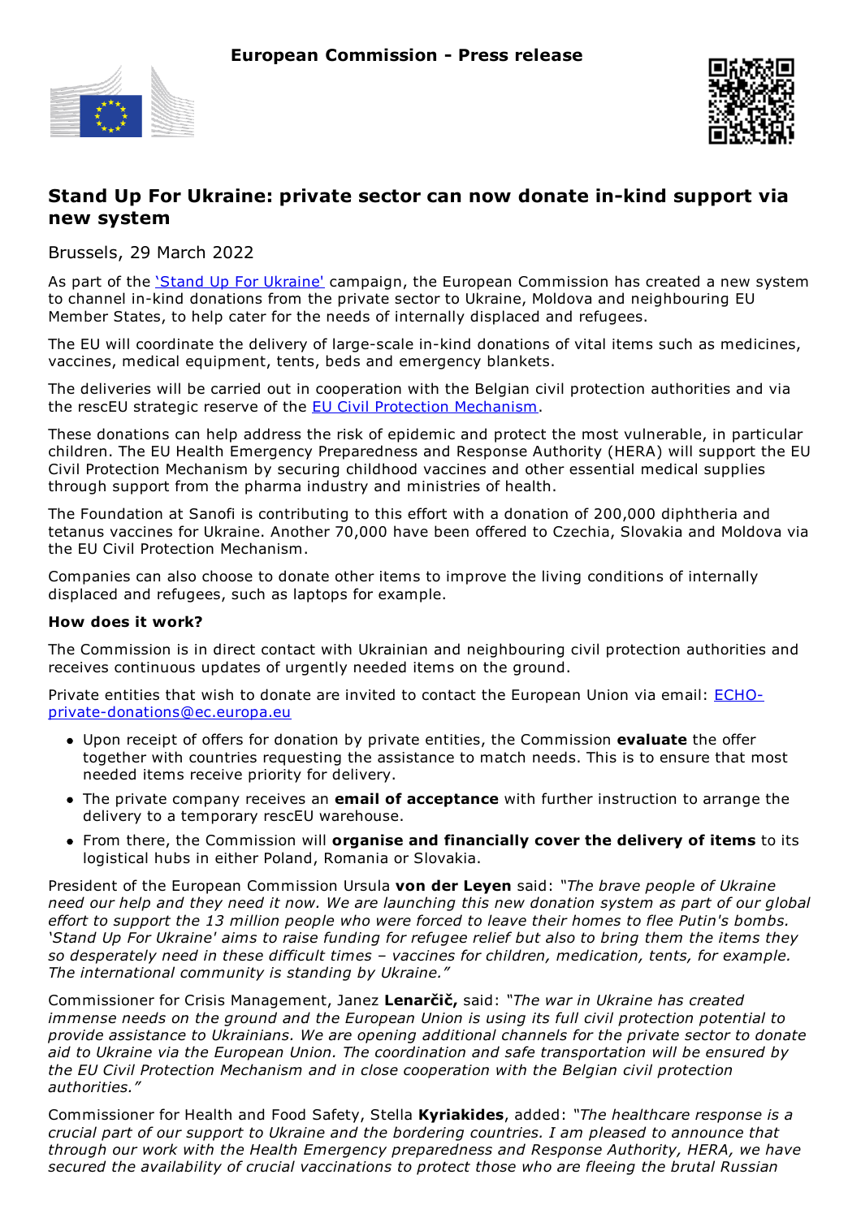European Commission - Press release

# Stand Up For Ukraine: private sector can now donate in-kind support via new system

Brussels, 29 March 2022

As part of the ['Stand Up For Ukraine'](#) campaign, the European Commission has created a new system to channel in-kind donations from the private sector to Ukraine, Moldova and neighbouring EU Member States, to help cater for the needs of internally displaced and refugees.

The EU will coordinate the delivery of large-scale in-kind donations of vital items such as medicines, vaccines, medical equipment, tents, beds and emergency blankets.

The deliveries will be carried out in cooperation with the Belgian civil protection authorities and via the rescEU strategic reserve of the [EU Civil Protection Mechanism](#).

These donations can help address the risk of epidemic and protect the most vulnerable, in particular children. The EU Health Emergency Preparedness and Response Authority (HERA) will support the EU Civil Protection Mechanism by securing childhood vaccines and other essential medical supplies through support from the pharma industry and ministries of health.

The Foundation at Sanofi is contributing to this effort with a donation of 200,000 diphtheria and tetanus vaccines for Ukraine. Another 70,000 have been offered to Czechia, Slovakia and Moldova via the EU Civil Protection Mechanism.

Companies can also choose to donate other items to improve the living conditions of internally displaced and refugees, such as laptops for example.

**How does it work?**

The Commission is in direct contact with Ukrainian and neighbouring civil protection authorities and receives continuous updates of urgently needed items on the ground.

Private entities that wish to donate are invited to contact the European Union via email: [ECHO-private-donations@ec.europa.eu](mailto:ECHO-private-donations@ec.europa.eu)

- Upon receipt of offers for donation by private entities, the Commission **evaluate** the offer together with countries requesting the assistance to match needs. This is to ensure that most needed items receive priority for delivery.
- The private company receives an **email of acceptance** with further instruction to arrange the delivery to a temporary rescEU warehouse.
- From there, the Commission will **organise and financially cover the delivery of items** to its logistical hubs in either Poland, Romania or Slovakia.

President of the European Commission Ursula **von der Leyen** said: *"The brave people of Ukraine need our help and they need it now. We are launching this new donation system as part of our global effort to support the 13 million people who were forced to leave their homes to flee Putin's bombs. 'Stand Up For Ukraine' aims to raise funding for refugee relief but also to bring them the items they so desperately need in these difficult times – vaccines for children, medication, tents, for example. The international community is standing by Ukraine."*

Commissioner for Crisis Management, Janez **Lenarčič,** said: *"The war in Ukraine has created immense needs on the ground and the European Union is using its full civil protection potential to provide assistance to Ukrainians. We are opening additional channels for the private sector to donate aid to Ukraine via the European Union. The coordination and safe transportation will be ensured by the EU Civil Protection Mechanism and in close cooperation with the Belgian civil protection authorities."*

Commissioner for Health and Food Safety, Stella **Kyriakides**, added: *"The healthcare response is a crucial part of our support to Ukraine and the bordering countries. I am pleased to announce that through our work with the Health Emergency preparedness and Response Authority, HERA, we have secured the availability of crucial vaccinations to protect those who are fleeing the brutal Russian*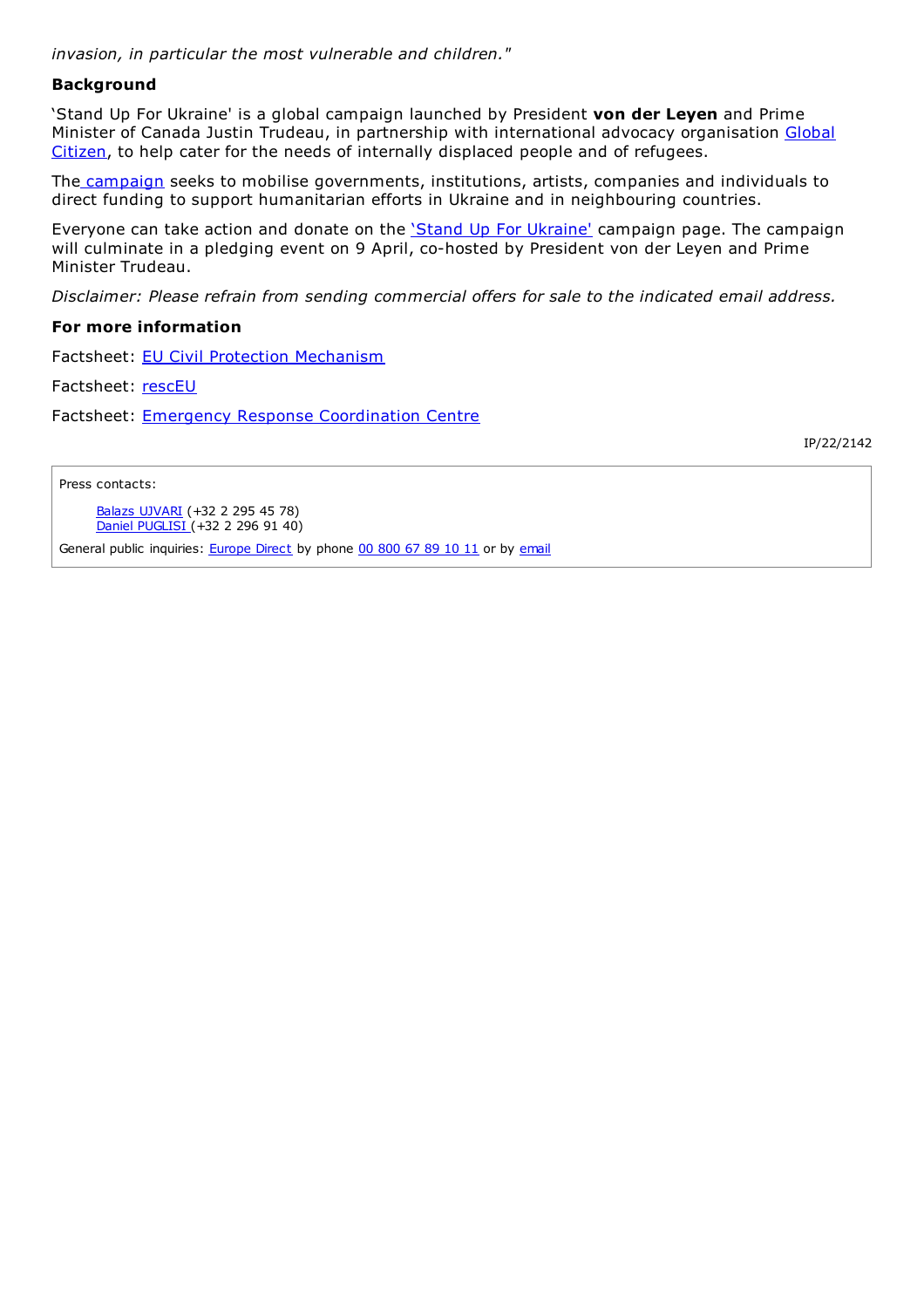*invasion, in particular the most vulnerable and children."*

**Background**

'Stand Up For Ukraine' is a global campaign launched by President **von der Leyen** and Prime Minister of Canada Justin Trudeau, in partnership with international advocacy organisation Global Citizen, to help cater for the needs of internally displaced people and of refugees.

The campaign seeks to mobilise governments, institutions, artists, companies and individuals to direct funding to support humanitarian efforts in Ukraine and in neighbouring countries.

Everyone can take action and donate on the 'Stand Up For Ukraine' campaign page. The campaign will culminate in a pledging event on 9 April, co-hosted by President von der Leyen and Prime Minister Trudeau.

*Disclaimer: Please refrain from sending commercial offers for sale to the indicated email address.*

**For more information**

Factsheet: EU Civil Protection Mechanism

Factsheet: rescEU

Factsheet: Emergency Response Coordination Centre

IP/22/2142

Press contacts:

Balazs UJVARI (+32 2 295 45 78)
Daniel PUGLISI (+32 2 296 91 40)

General public inquiries: Europe Direct by phone 00 800 67 89 10 11 or by email